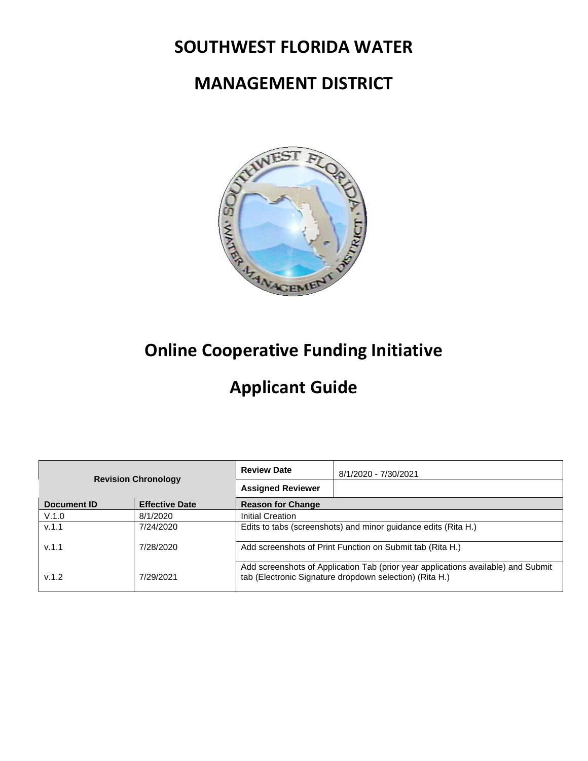# SOUTHWEST FLORIDA WATER

# MANAGEMENT DISTRICT

# Online Cooperative Funding Initiative

# Applicant Guide

| Revision Chronology | | Review Date | 8/1/2020 - 7/30/2021 |
|---|---|---|---|
| | | Assigned Reviewer | |
| **Document ID** | **Effective Date** | **Reason for Change** | |
| V.1.0 | 8/1/2020 | Initial Creation | |
| v.1.1 | 7/24/2020 | Edits to tabs (screenshots) and minor guidance edits (Rita H.) | |
| v.1.1 | 7/28/2020 | Add screenshots of Print Function on Submit tab (Rita H.) | |
| v.1.2 | 7/29/2021 | Add screenshots of Application Tab (prior year applications available) and Submit tab (Electronic Signature dropdown selection) (Rita H.) | |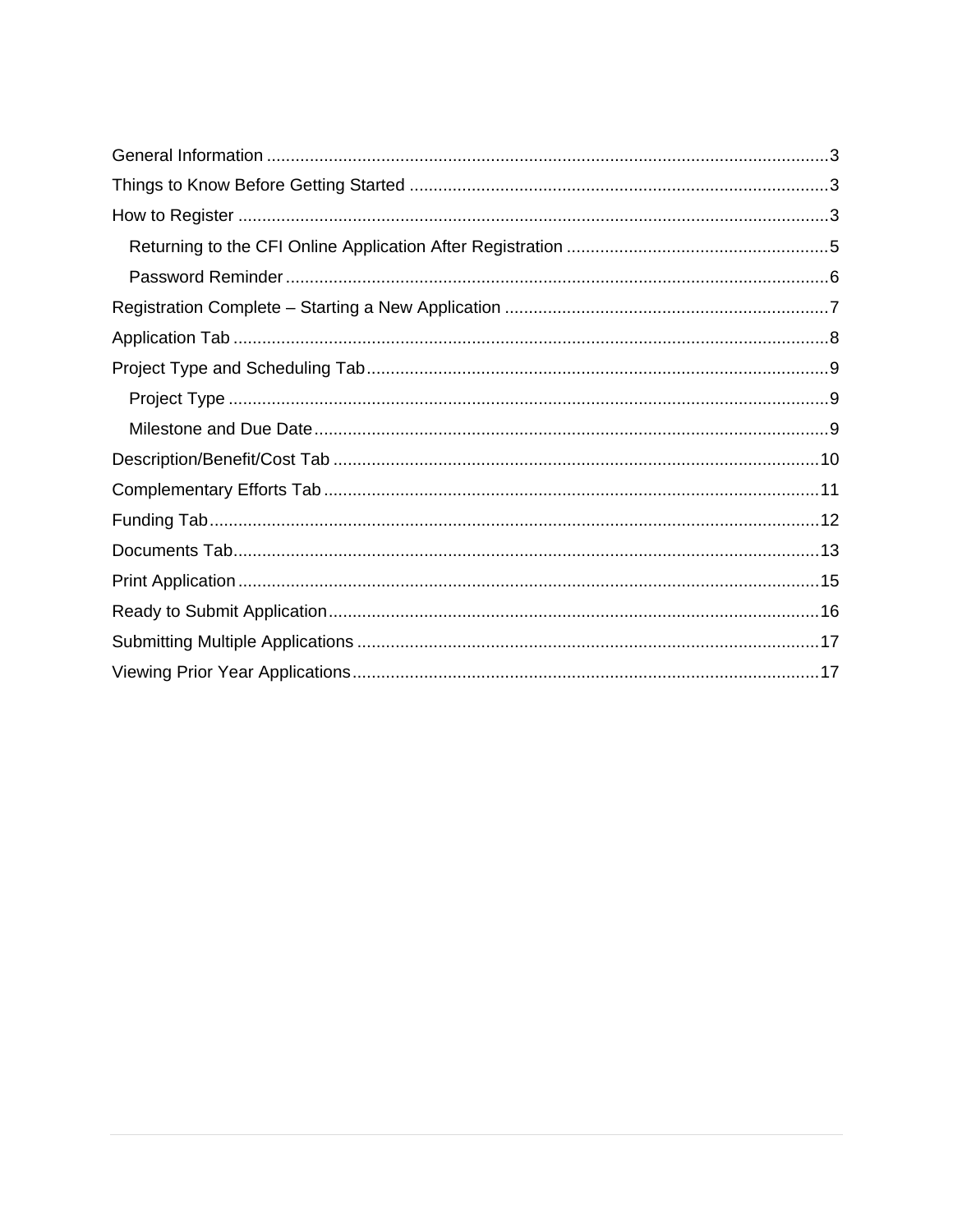General Information ....................................................................................................................3
Things to Know Before Getting Started .......................................................................................3
How to Register ...........................................................................................................................3
  Returning to the CFI Online Application After Registration ......................................................5
  Password Reminder .................................................................................................................6
Registration Complete – Starting a New Application ...................................................................7
Application Tab ............................................................................................................................8
Project Type and Scheduling Tab ................................................................................................9
  Project Type .............................................................................................................................9
  Milestone and Due Date ...........................................................................................................9
Description/Benefit/Cost Tab .....................................................................................................10
Complementary Efforts Tab .......................................................................................................11
Funding Tab ...............................................................................................................................12
Documents Tab ..........................................................................................................................13
Print Application .........................................................................................................................15
Ready to Submit Application ......................................................................................................16
Submitting Multiple Applications ................................................................................................17
Viewing Prior Year Applications .................................................................................................17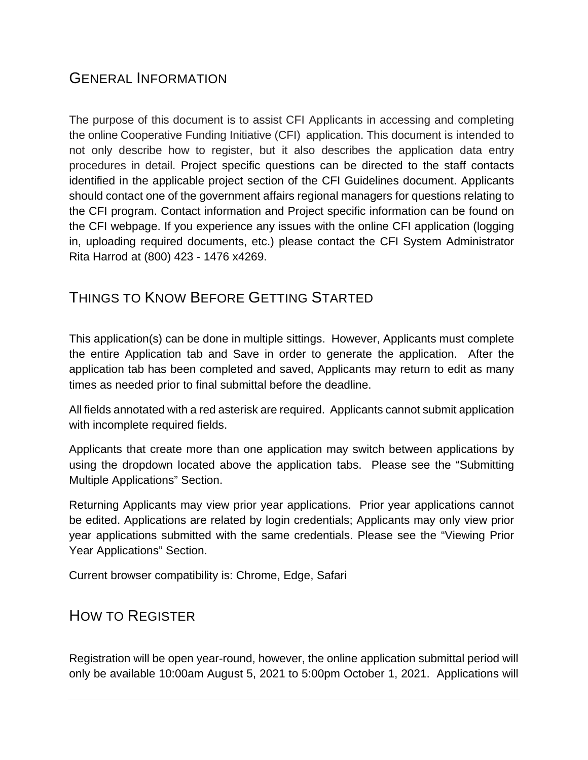## General Information

The purpose of this document is to assist CFI Applicants in accessing and completing the online Cooperative Funding Initiative (CFI) application. This document is intended to not only describe how to register, but it also describes the application data entry procedures in detail. Project specific questions can be directed to the staff contacts identified in the applicable project section of the CFI Guidelines document. Applicants should contact one of the government affairs regional managers for questions relating to the CFI program. Contact information and Project specific information can be found on the CFI webpage. If you experience any issues with the online CFI application (logging in, uploading required documents, etc.) please contact the CFI System Administrator Rita Harrod at (800) 423 - 1476 x4269.

## Things to Know Before Getting Started

This application(s) can be done in multiple sittings. However, Applicants must complete the entire Application tab and Save in order to generate the application. After the application tab has been completed and saved, Applicants may return to edit as many times as needed prior to final submittal before the deadline.

All fields annotated with a red asterisk are required. Applicants cannot submit application with incomplete required fields.

Applicants that create more than one application may switch between applications by using the dropdown located above the application tabs. Please see the "Submitting Multiple Applications" Section.

Returning Applicants may view prior year applications. Prior year applications cannot be edited. Applications are related by login credentials; Applicants may only view prior year applications submitted with the same credentials. Please see the "Viewing Prior Year Applications" Section.

Current browser compatibility is: Chrome, Edge, Safari

## How to Register

Registration will be open year-round, however, the online application submittal period will only be available 10:00am August 5, 2021 to 5:00pm October 1, 2021. Applications will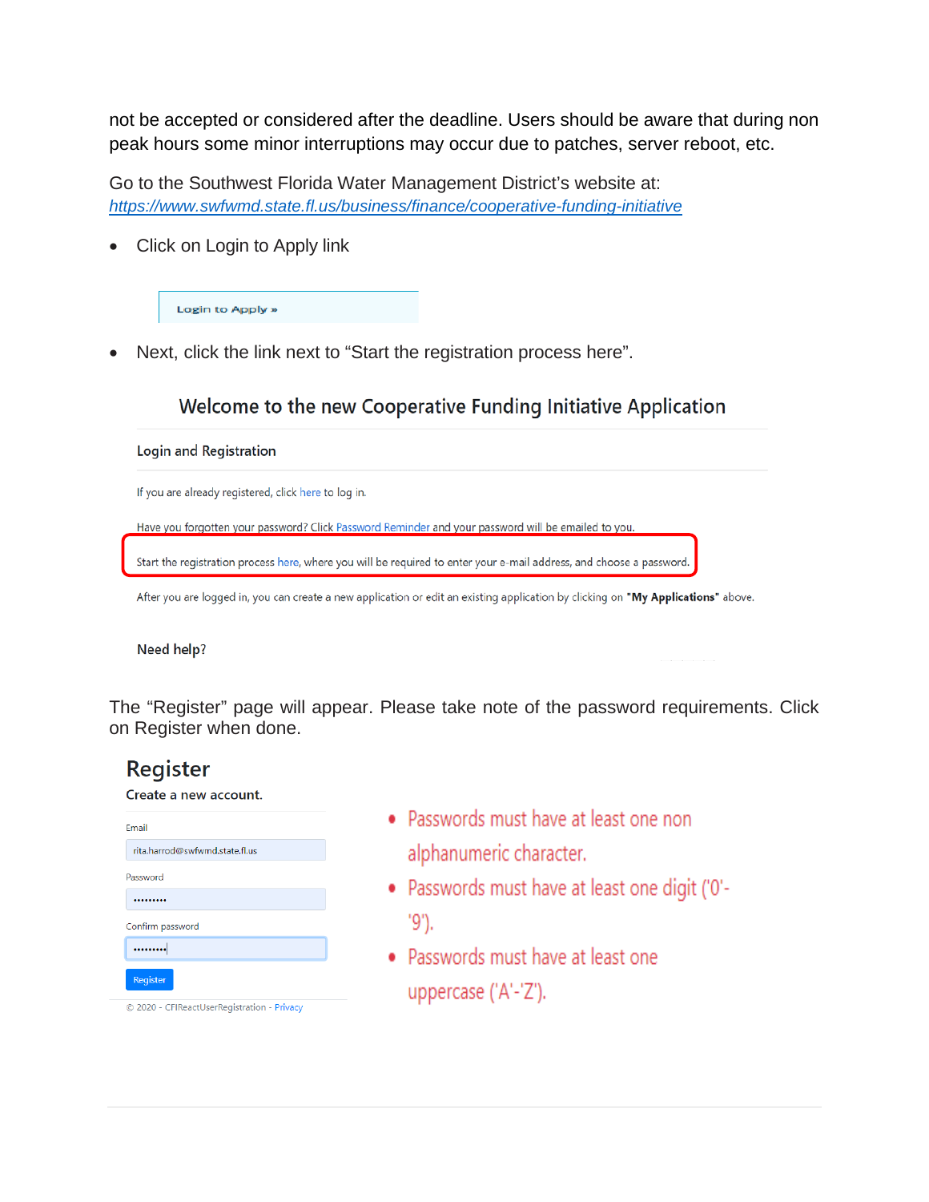not be accepted or considered after the deadline. Users should be aware that during non peak hours some minor interruptions may occur due to patches, server reboot, etc.

Go to the Southwest Florida Water Management District's website at: *https://www.swfwmd.state.fl.us/business/finance/cooperative-funding-initiative*

- Click on Login to Apply link

Login to Apply »

- Next, click the link next to "Start the registration process here".

## Welcome to the new Cooperative Funding Initiative Application

### Login and Registration

If you are already registered, click here to log in.

Have you forgotten your password? Click Password Reminder and your password will be emailed to you.

Start the registration process here, where you will be required to enter your e-mail address, and choose a password.

After you are logged in, you can create a new application or edit an existing application by clicking on **"My Applications"** above.

**Need help?**

The "Register" page will appear. Please take note of the password requirements. Click on Register when done.

## Register

Create a new account.

Email

rita.harrod@swfwmd.state.fl.us

Password

Confirm password

Register

© 2020 - CFIReactUserRegistration - Privacy

- Passwords must have at least one non alphanumeric character.
- Passwords must have at least one digit ('0'-'9').
- Passwords must have at least one uppercase ('A'-'Z').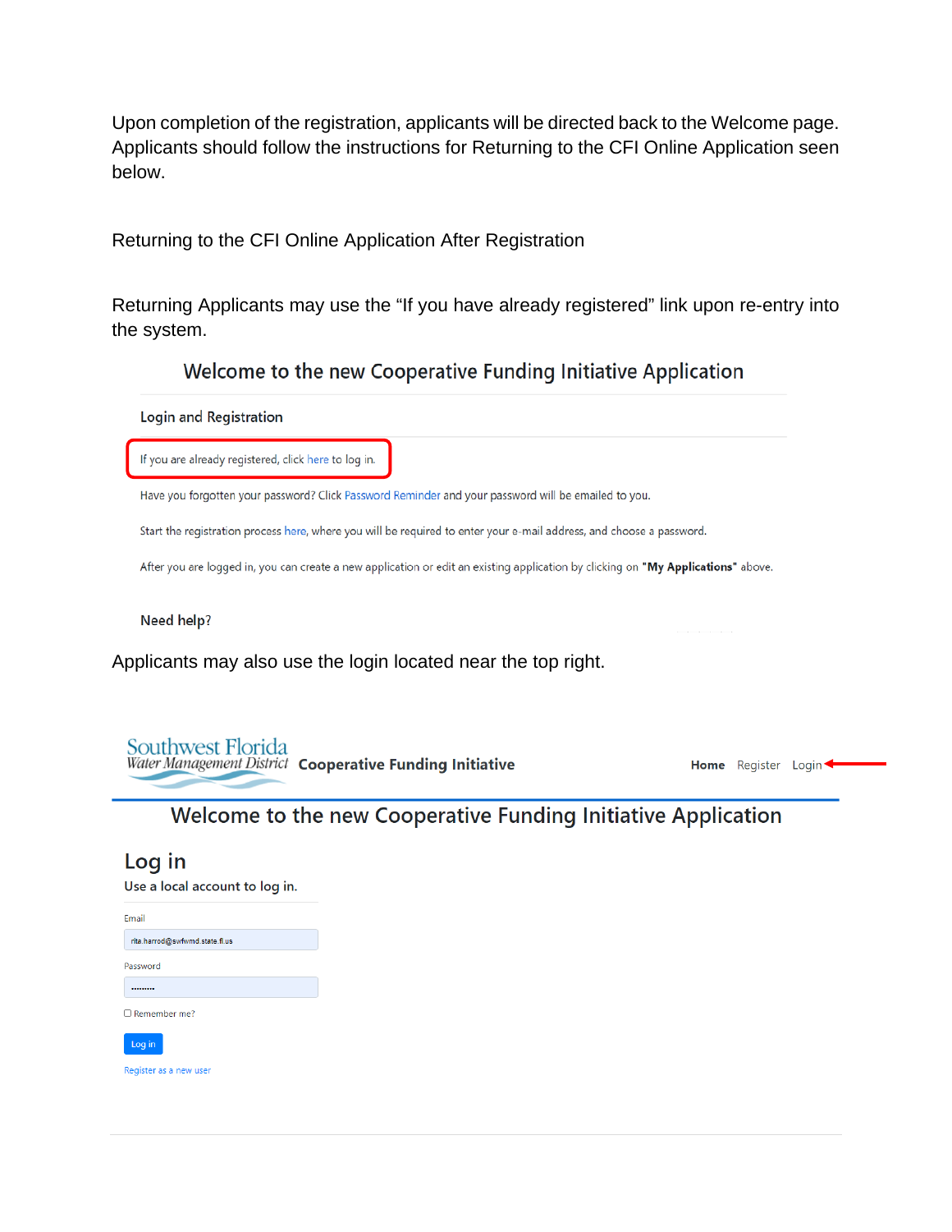Upon completion of the registration, applicants will be directed back to the Welcome page. Applicants should follow the instructions for Returning to the CFI Online Application seen below.

## Returning to the CFI Online Application After Registration

Returning Applicants may use the “If you have already registered” link upon re-entry into the system.

### Welcome to the new Cooperative Funding Initiative Application

**Login and Registration**

If you are already registered, click here to log in.

Have you forgotten your password? Click Password Reminder and your password will be emailed to you.

Start the registration process here, where you will be required to enter your e-mail address, and choose a password.

After you are logged in, you can create a new application or edit an existing application by clicking on **"My Applications"** above.

**Need help?**

Applicants may also use the login located near the top right.

Southwest Florida Water Management District — Cooperative Funding Initiative

Home Register Login

### Welcome to the new Cooperative Funding Initiative Application

## Log in

Use a local account to log in.

Email

rita.harrod@swfwmd.state.fl.us

Password

Remember me?

Log in

Register as a new user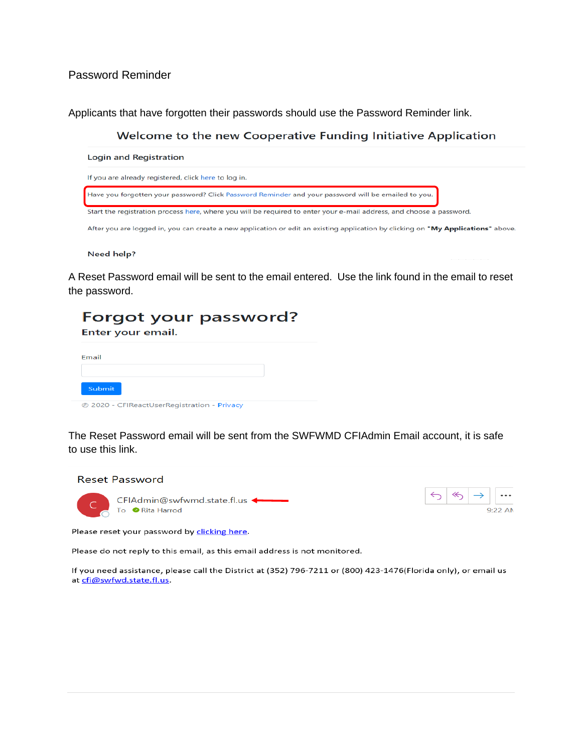## Password Reminder

Applicants that have forgotten their passwords should use the Password Reminder link.

### Welcome to the new Cooperative Funding Initiative Application

**Login and Registration**

If you are already registered, click here to log in.

Have you forgotten your password? Click Password Reminder and your password will be emailed to you.

Start the registration process here, where you will be required to enter your e-mail address, and choose a password.

After you are logged in, you can create a new application or edit an existing application by clicking on **"My Applications"** above.

**Need help?**

A Reset Password email will be sent to the email entered. Use the link found in the email to reset the password.

### Forgot your password?

**Enter your email.**

Email

Submit

© 2020 - CFIReactUserRegistration - Privacy

The Reset Password email will be sent from the SWFWMD CFIAdmin Email account, it is safe to use this link.

Reset Password

CFIAdmin@swfwmd.state.fl.us

To Rita Harrod

9:22 AM

Please reset your password by clicking here.

Please do not reply to this email, as this email address is not monitored.

If you need assistance, please call the District at (352) 796-7211 or (800) 423-1476(Florida only), or email us at cfi@swfwd.state.fl.us.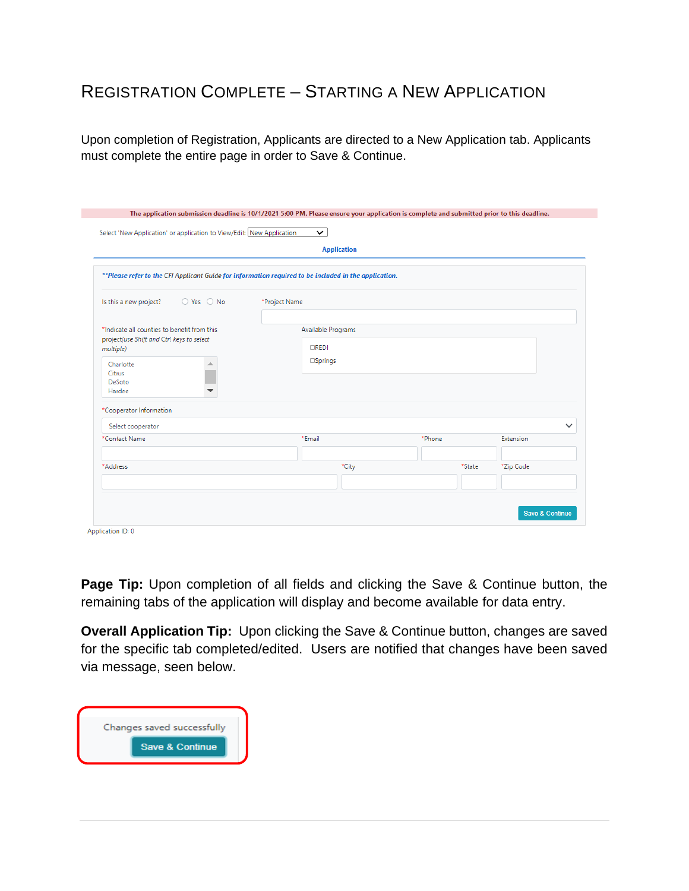# Registration Complete – Starting a New Application

Upon completion of Registration, Applicants are directed to a New Application tab. Applicants must complete the entire page in order to Save & Continue.

The application submission deadline is 10/1/2021 5:00 PM. Please ensure your application is complete and submitted prior to this deadline.

Select 'New Application' or application to View/Edit: New Application

Application

**Please refer to the CFI Applicant Guide for information required to be included in the application.*

Is this a new project? Yes No

*Project Name

*Indicate all counties to benefit from this project(use Shift and Ctrl keys to select multiple)

Charlotte
Citrus
DeSoto
Hardee

Available Programs

☐REDI
☐Springs

*Cooperator Information

Select cooperator

*Contact Name | *Email | *Phone | Extension

*Address | *City | *State | *Zip Code

Save & Continue

Application ID: 0

**Page Tip:** Upon completion of all fields and clicking the Save & Continue button, the remaining tabs of the application will display and become available for data entry.

**Overall Application Tip:** Upon clicking the Save & Continue button, changes are saved for the specific tab completed/edited. Users are notified that changes have been saved via message, seen below.

Changes saved successfully

Save & Continue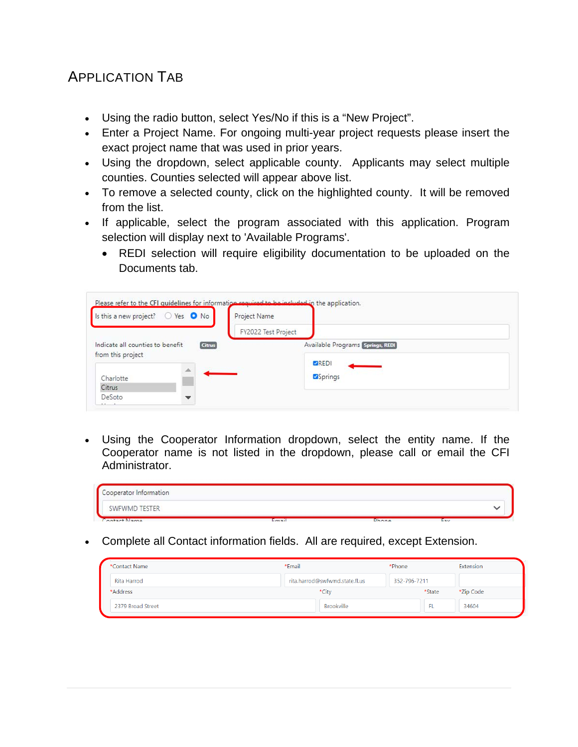## APPLICATION TAB

- Using the radio button, select Yes/No if this is a “New Project”.
- Enter a Project Name. For ongoing multi-year project requests please insert the exact project name that was used in prior years.
- Using the dropdown, select applicable county. Applicants may select multiple counties. Counties selected will appear above list.
- To remove a selected county, click on the highlighted county. It will be removed from the list.
- If applicable, select the program associated with this application. Program selection will display next to 'Available Programs'.
    - REDI selection will require eligibility documentation to be uploaded on the Documents tab.

- Using the Cooperator Information dropdown, select the entity name. If the Cooperator name is not listed in the dropdown, please call or email the CFI Administrator.

- Complete all Contact information fields. All are required, except Extension.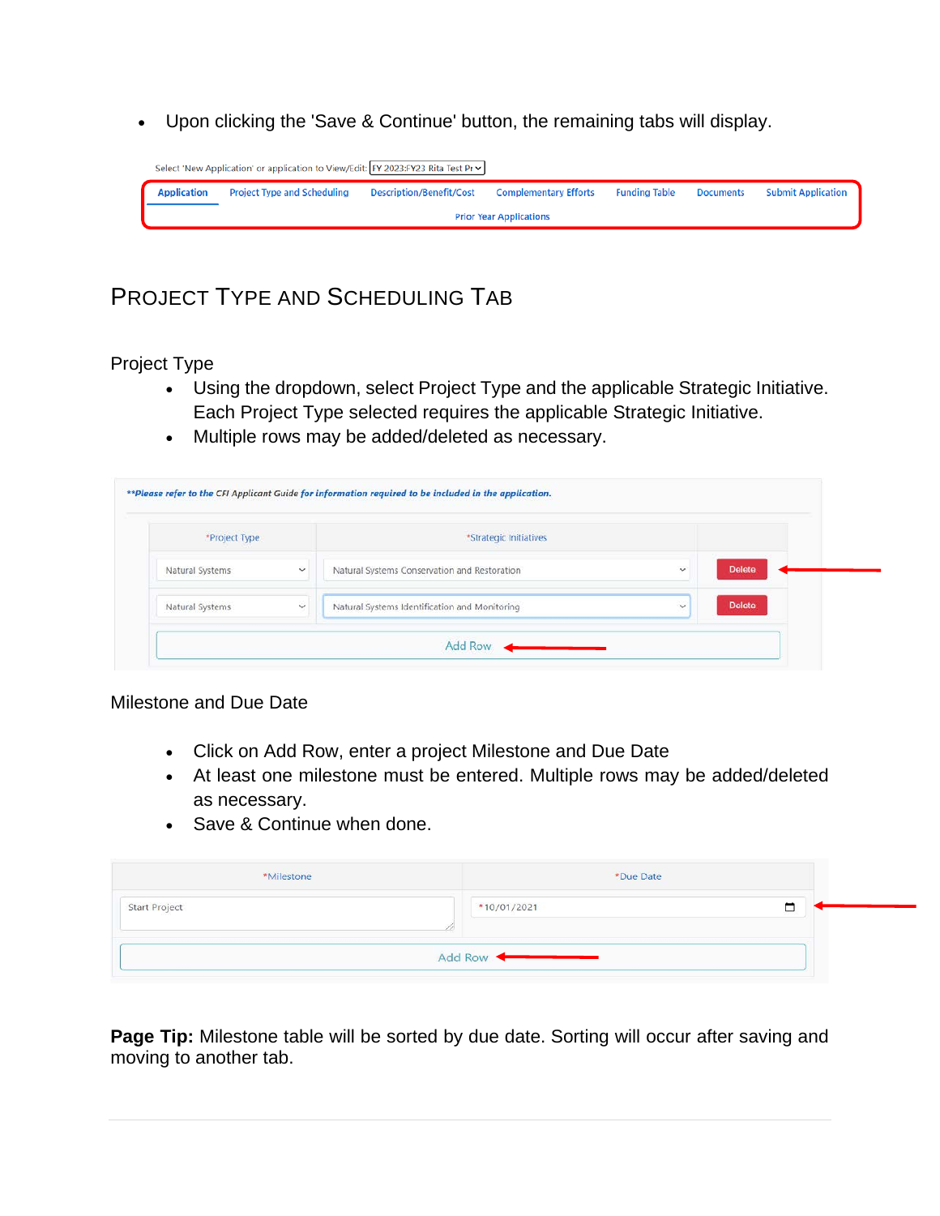- Upon clicking the 'Save & Continue' button, the remaining tabs will display.

Select 'New Application' or application to View/Edit: FY 2023:FY23 Rita Test Pr

Application | Project Type and Scheduling | Description/Benefit/Cost | Complementary Efforts | Funding Table | Documents | Submit Application

Prior Year Applications

## Project Type and Scheduling Tab

### Project Type

- Using the dropdown, select Project Type and the applicable Strategic Initiative. Each Project Type selected requires the applicable Strategic Initiative.
- Multiple rows may be added/deleted as necessary.

***Please refer to the CFI Applicant Guide for information required to be included in the application.*

| *Project Type | *Strategic Initiatives | |
|---|---|---|
| Natural Systems | Natural Systems Conservation and Restoration | Delete |
| Natural Systems | Natural Systems Identification and Monitoring | Delete |
| Add Row | | |

### Milestone and Due Date

- Click on Add Row, enter a project Milestone and Due Date
- At least one milestone must be entered. Multiple rows may be added/deleted as necessary.
- Save & Continue when done.

| *Milestone | *Due Date |
|---|---|
| Start Project | *10/01/2021 |
| Add Row | |

**Page Tip:** Milestone table will be sorted by due date. Sorting will occur after saving and moving to another tab.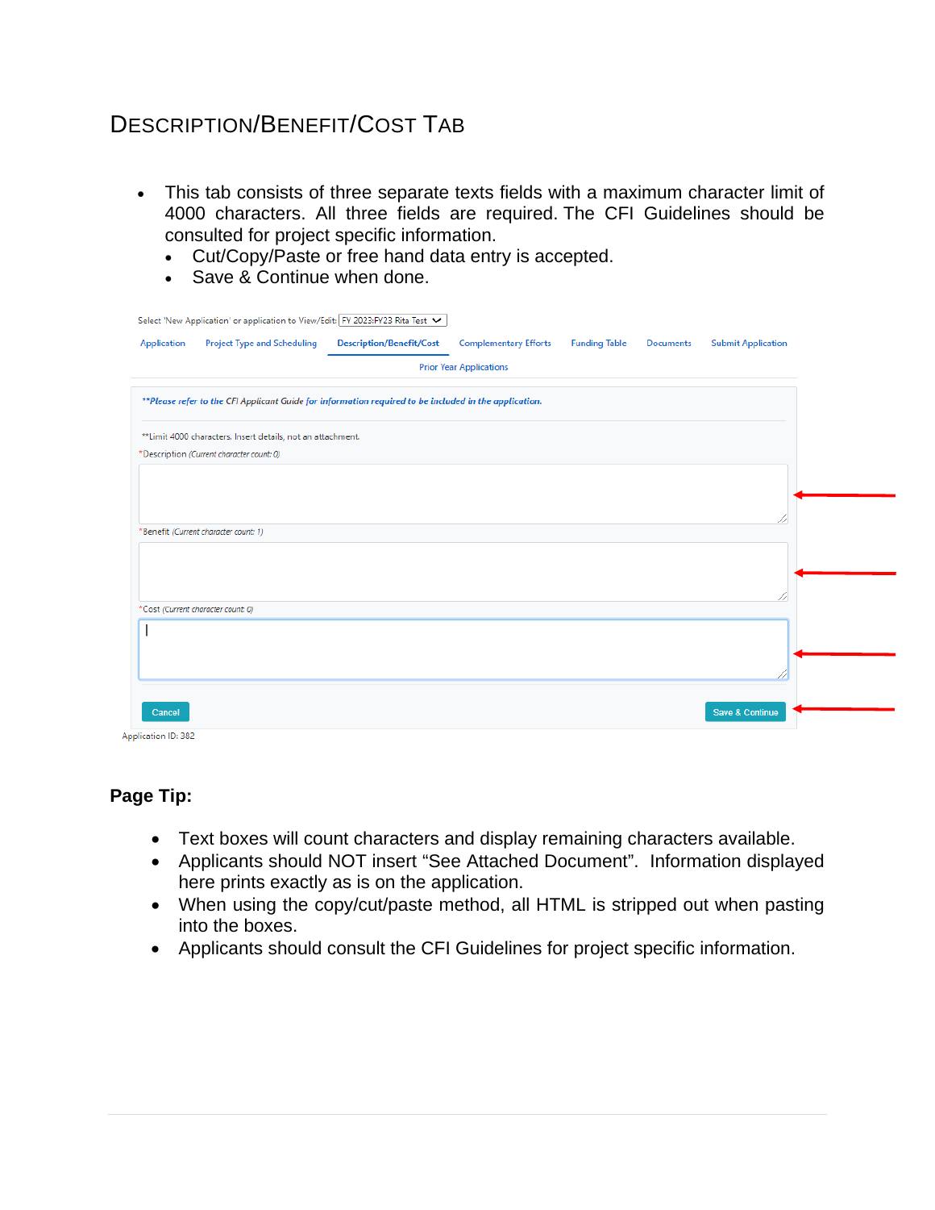## Description/Benefit/Cost Tab

- This tab consists of three separate texts fields with a maximum character limit of 4000 characters. All three fields are required. The CFI Guidelines should be consulted for project specific information.
  - Cut/Copy/Paste or free hand data entry is accepted.
  - Save & Continue when done.

Select 'New Application' or application to View/Edit: FY 2023:FY23 Rita Test

Application | Project Type and Scheduling | Description/Benefit/Cost | Complementary Efforts | Funding Table | Documents | Submit Application

Prior Year Applications

*\*\*Please refer to the CFI Applicant Guide for information required to be included in the application.*

\*\*Limit 4000 characters. Insert details, not an attachment.

\*Description *(Current character count: 0)*

\*Benefit *(Current character count: 1)*

\*Cost *(Current character count: 0)*

Cancel | Save & Continue

Application ID: 382

**Page Tip:**

- Text boxes will count characters and display remaining characters available.
- Applicants should NOT insert "See Attached Document". Information displayed here prints exactly as is on the application.
- When using the copy/cut/paste method, all HTML is stripped out when pasting into the boxes.
- Applicants should consult the CFI Guidelines for project specific information.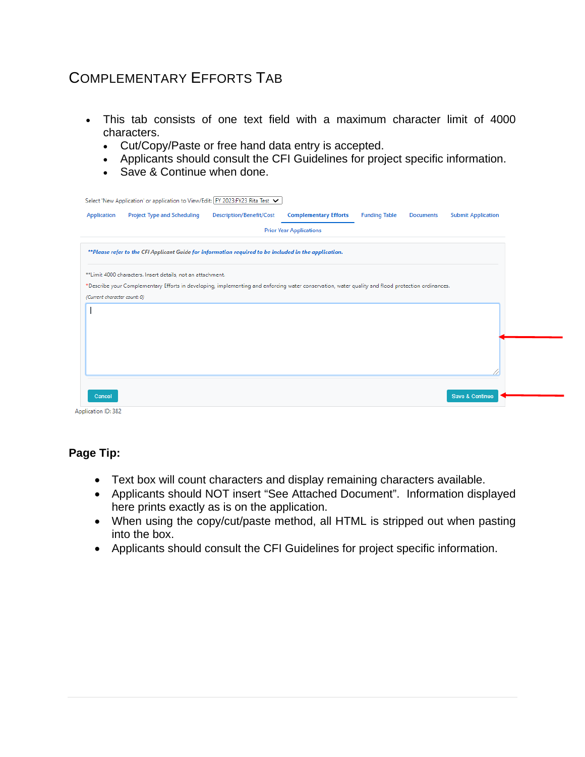## Complementary Efforts Tab

- This tab consists of one text field with a maximum character limit of 4000 characters.
  - Cut/Copy/Paste or free hand data entry is accepted.
  - Applicants should consult the CFI Guidelines for project specific information.
  - Save & Continue when done.

Select 'New Application' or application to View/Edit: FY 2023:FY23 Rita Test

Application | Project Type and Scheduling | Description/Benefit/Cost | Complementary Efforts | Funding Table | Documents | Submit Application

Prior Year Applications

***Please refer to the CFI Applicant Guide for information required to be included in the application.*

**Limit 4000 characters. Insert details, not an attachment.

*Describe your Complementary Efforts in developing, implementing and enforcing water conservation, water quality and flood protection ordinances.

*(Current character count: 0)*

Cancel | Save & Continue

Application ID: 382

**Page Tip:**

- Text box will count characters and display remaining characters available.
- Applicants should NOT insert "See Attached Document". Information displayed here prints exactly as is on the application.
- When using the copy/cut/paste method, all HTML is stripped out when pasting into the box.
- Applicants should consult the CFI Guidelines for project specific information.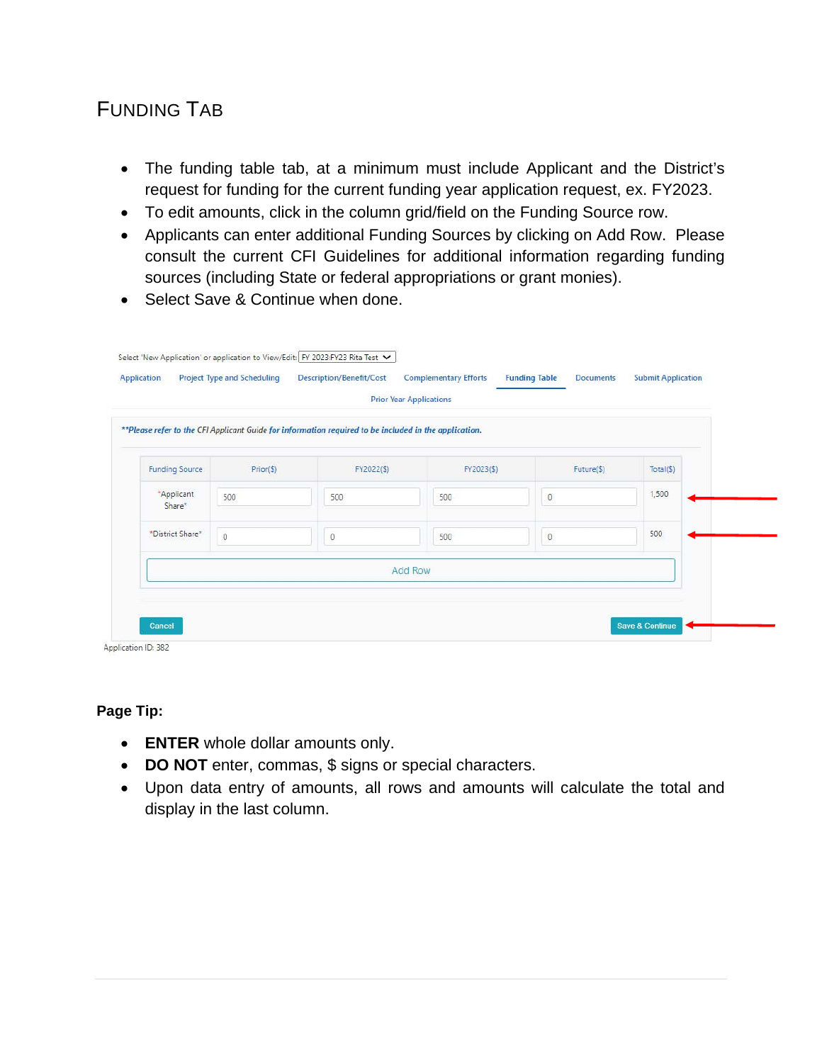## FUNDING TAB

- The funding table tab, at a minimum must include Applicant and the District's request for funding for the current funding year application request, ex. FY2023.
- To edit amounts, click in the column grid/field on the Funding Source row.
- Applicants can enter additional Funding Sources by clicking on Add Row. Please consult the current CFI Guidelines for additional information regarding funding sources (including State or federal appropriations or grant monies).
- Select Save & Continue when done.

Select 'New Application' or application to View/Edit: FY 2023:FY23 Rita Test

Application | Project Type and Scheduling | Description/Benefit/Cost | Complementary Efforts | Funding Table | Documents | Submit Application

Prior Year Applications

***Please refer to the CFI Applicant Guide for information required to be included in the application.***

| Funding Source | Prior($) | FY2022($) | FY2023($) | Future($) | Total($) |
|---|---|---|---|---|---|
| *Applicant Share* | 500 | 500 | 500 | 0 | 1,500 |
| *District Share* | 0 | 0 | 500 | 0 | 500 |

Add Row

Cancel | Save & Continue

Application ID: 382

**Page Tip:**

- **ENTER** whole dollar amounts only.
- **DO NOT** enter, commas, $ signs or special characters.
- Upon data entry of amounts, all rows and amounts will calculate the total and display in the last column.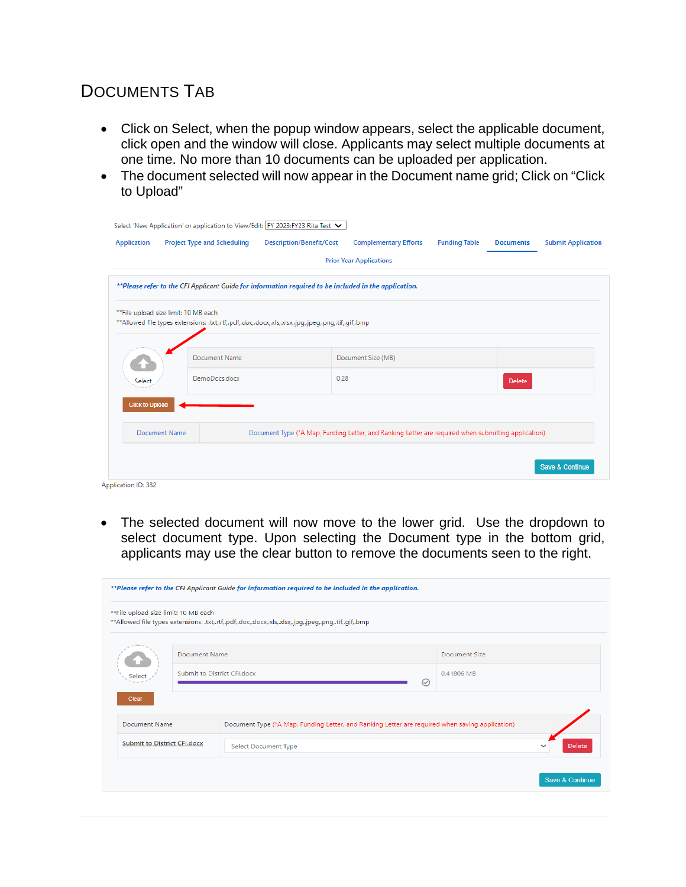## Documents Tab

- Click on Select, when the popup window appears, select the applicable document, click open and the window will close. Applicants may select multiple documents at one time. No more than 10 documents can be uploaded per application.
- The document selected will now appear in the Document name grid; Click on “Click to Upload”

Select 'New Application' or application to View/Edit: FY 2023:FY23 Rita Test

Application | Project Type and Scheduling | Description/Benefit/Cost | Complementary Efforts | Funding Table | Documents | Submit Application

Prior Year Applications

***Please refer to the CFI Applicant Guide for information required to be included in the application.*

**File upload size limit: 10 MB each
**Allowed file types extensions: .txt,.rtf,.pdf,.doc,.docx,.xls,.xlsx,.jpg,.jpeg,.png,.tif,.gif,.bmp

Select

| Document Name | Document Size (MB) | |
|---|---|---|
| DemoDocs.docx | 0.28 | Delete |

Click to Upload

| Document Name | Document Type (*A Map, Funding Letter, and Ranking Letter are required when submitting application) |
|---|---|

Save & Continue

Application ID: 382

- The selected document will now move to the lower grid. Use the dropdown to select document type. Upon selecting the Document type in the bottom grid, applicants may use the clear button to remove the documents seen to the right.

***Please refer to the CFI Applicant Guide for information required to be included in the application.*

**File upload size limit: 10 MB each
**Allowed file types extensions: .txt,.rtf,.pdf,.doc,.docx,.xls,.xlsx,.jpg,.jpeg,.png,.tif,.gif,.bmp

Select

| Document Name | Document Size |
|---|---|
| Submit to District CFI.docx | 0.41806 MB |

Clear

| Document Name | Document Type (*A Map, Funding Letter, and Ranking Letter are required when saving application) | |
|---|---|---|
| Submit to District CFI.docx | Select Document Type | Delete |

Save & Continue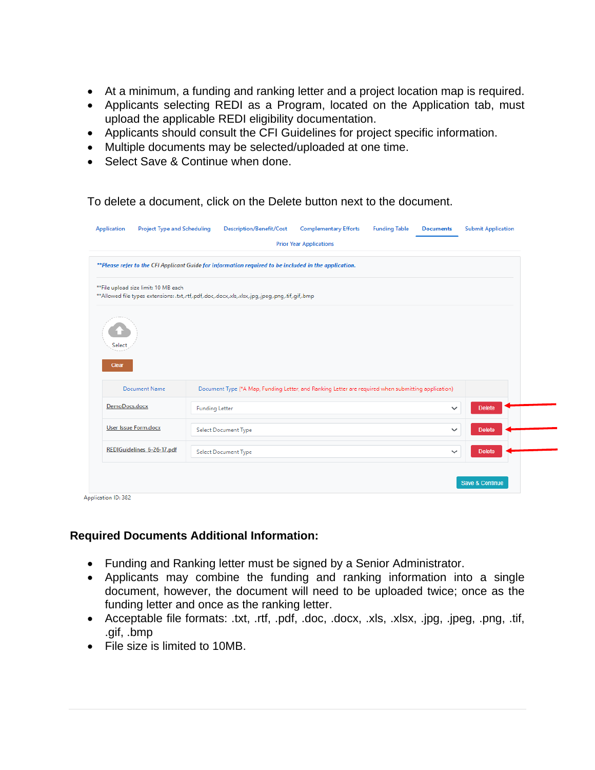- At a minimum, a funding and ranking letter and a project location map is required.
- Applicants selecting REDI as a Program, located on the Application tab, must upload the applicable REDI eligibility documentation.
- Applicants should consult the CFI Guidelines for project specific information.
- Multiple documents may be selected/uploaded at one time.
- Select Save & Continue when done.

To delete a document, click on the Delete button next to the document.

Application | Project Type and Scheduling | Description/Benefit/Cost | Complementary Efforts | Funding Table | Documents | Submit Application

Prior Year Applications

**Please refer to the CFI Applicant Guide for information required to be included in the application.

**File upload size limit: 10 MB each
**Allowed file types extensions: .txt,.rtf,.pdf,.doc,.docx,.xls,.xlsx,.jpg,.jpeg,.png,.tif,.gif,.bmp

Select

Clear

| Document Name | Document Type (*A Map, Funding Letter, and Ranking Letter are required when submitting application) | |
|---|---|---|
| DemoDocs.docx | Funding Letter | Delete |
| User Issue Form.docx | Select Document Type | Delete |
| REDIGuidelines_6-26-17.pdf | Select Document Type | Delete |

Save & Continue

Application ID: 382

## Required Documents Additional Information:

- Funding and Ranking letter must be signed by a Senior Administrator.
- Applicants may combine the funding and ranking information into a single document, however, the document will need to be uploaded twice; once as the funding letter and once as the ranking letter.
- Acceptable file formats: .txt, .rtf, .pdf, .doc, .docx, .xls, .xlsx, .jpg, .jpeg, .png, .tif, .gif, .bmp
- File size is limited to 10MB.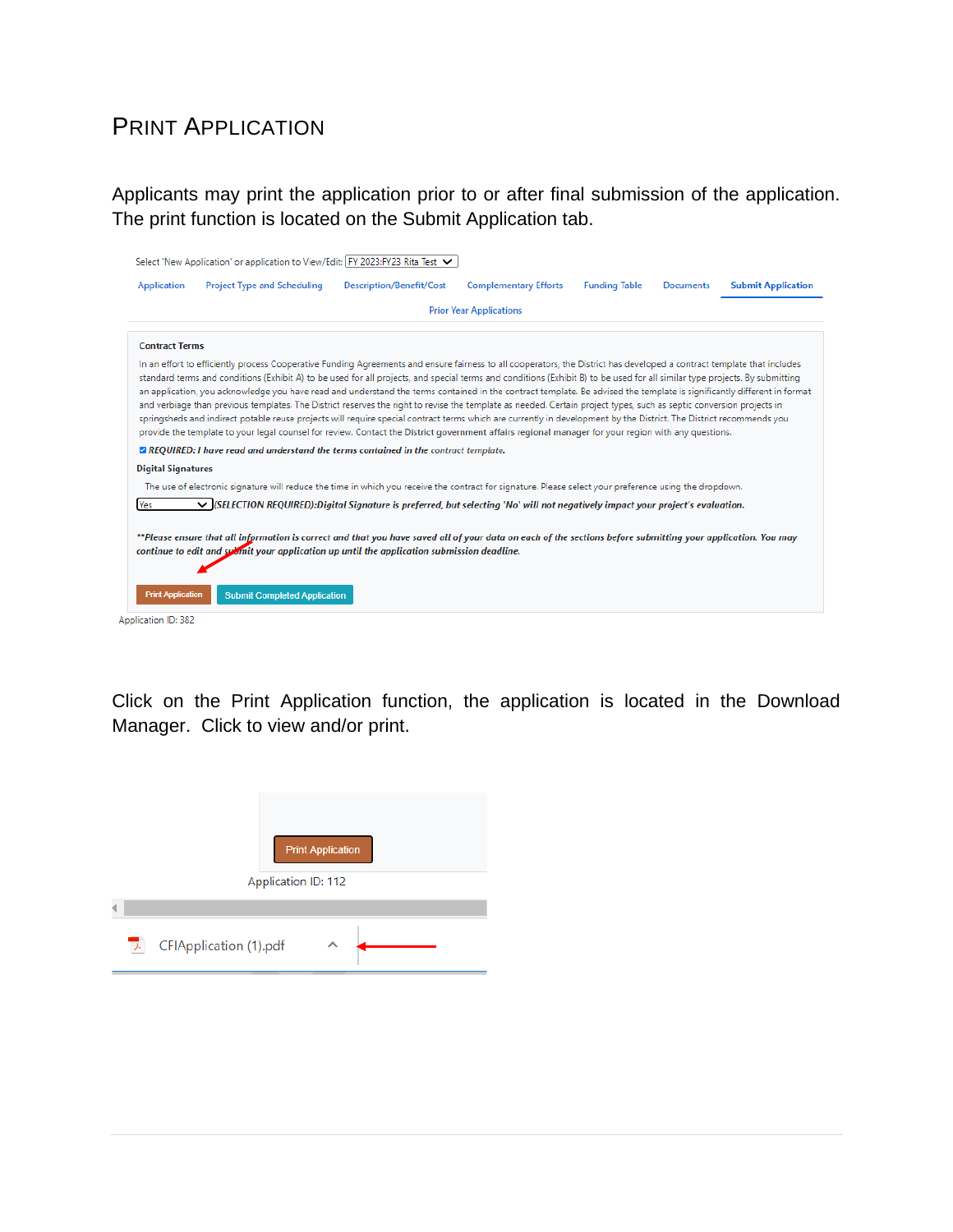# PRINT APPLICATION

Applicants may print the application prior to or after final submission of the application. The print function is located on the Submit Application tab.

Select 'New Application' or application to View/Edit: FY 2023:FY23 Rita Test

Application | Project Type and Scheduling | Description/Benefit/Cost | Complementary Efforts | Funding Table | Documents | **Submit Application**

Prior Year Applications

**Contract Terms**

In an effort to efficiently process Cooperative Funding Agreements and ensure fairness to all cooperators, the District has developed a contract template that includes standard terms and conditions (Exhibit A) to be used for all projects, and special terms and conditions (Exhibit B) to be used for all similar type projects. By submitting an application, you acknowledge you have read and understand the terms contained in the contract template. Be advised the template is significantly different in format and verbiage than previous templates. The District reserves the right to revise the template as needed. Certain project types, such as septic conversion projects in springsheds and indirect potable reuse projects will require special contract terms which are currently in development by the District. The District recommends you provide the template to your legal counsel for review. Contact the District government affairs regional manager for your region with any questions.

☑ ***REQUIRED: I have read and understand the terms contained in the** contract template.*

**Digital Signatures**

The use of electronic signature will reduce the time in which you receive the contract for signature. Please select your preference using the dropdown.

Yes ***(SELECTION REQUIRED):Digital Signature is preferred, but selecting 'No' will not negatively impact your project's evaluation.***

***\*\*Please ensure that all information is correct and that you have saved all of your data on each of the sections before submitting your application. You may continue to edit and submit your application up until the application submission deadline.***

Print Application | Submit Completed Application

Application ID: 382

Click on the Print Application function, the application is located in the Download Manager. Click to view and/or print.

Print Application

Application ID: 112

CFIApplication (1).pdf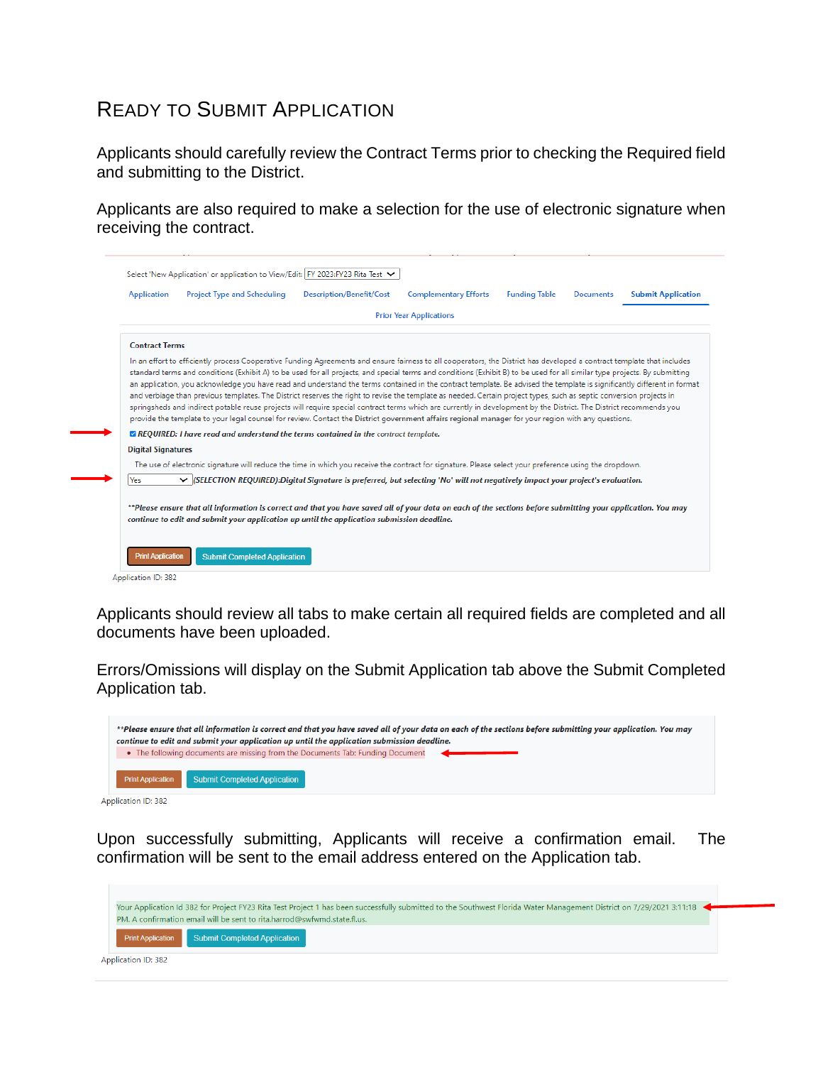# READY TO SUBMIT APPLICATION

Applicants should carefully review the Contract Terms prior to checking the Required field and submitting to the District.

Applicants are also required to make a selection for the use of electronic signature when receiving the contract.

Select 'New Application' or application to View/Edit: FY 2023:FY23 Rita Test

Application | Project Type and Scheduling | Description/Benefit/Cost | Complementary Efforts | Funding Table | Documents | **Submit Application**

Prior Year Applications

**Contract Terms**

In an effort to efficiently process Cooperative Funding Agreements and ensure fairness to all cooperators, the District has developed a contract template that includes standard terms and conditions (Exhibit A) to be used for all projects, and special terms and conditions (Exhibit B) to be used for all similar type projects. By submitting an application, you acknowledge you have read and understand the terms contained in the contract template. Be advised the template is significantly different in format and verbiage than previous templates. The District reserves the right to revise the template as needed. Certain project types, such as septic conversion projects in springsheds and indirect potable reuse projects will require special contract terms which are currently in development by the District. The District recommends you provide the template to your legal counsel for review. Contact the District government affairs regional manager for your region with any questions.

☑ *REQUIRED: I have read and understand the terms contained in the contract template.*

**Digital Signatures**

The use of electronic signature will reduce the time in which you receive the contract for signature. Please select your preference using the dropdown.

Yes *(SELECTION REQUIRED):Digital Signature is preferred, but selecting 'No' will not negatively impact your project's evaluation.*

***Please ensure that all information is correct and that you have saved all of your data on each of the sections before submitting your application. You may continue to edit and submit your application up until the application submission deadline.***

Print Application | Submit Completed Application

Application ID: 382

Applicants should review all tabs to make certain all required fields are completed and all documents have been uploaded.

Errors/Omissions will display on the Submit Application tab above the Submit Completed Application tab.

***Please ensure that all information is correct and that you have saved all of your data on each of the sections before submitting your application. You may continue to edit and submit your application up until the application submission deadline.***

- The following documents are missing from the Documents Tab: Funding Document

Print Application | Submit Completed Application

Application ID: 382

Upon successfully submitting, Applicants will receive a confirmation email. The confirmation will be sent to the email address entered on the Application tab.

Your Application Id 382 for Project FY23 Rita Test Project 1 has been successfully submitted to the Southwest Florida Water Management District on 7/29/2021 3:11:18 PM. A confirmation email will be sent to rita.harrod@swfwmd.state.fl.us.

Print Application | Submit Completed Application

Application ID: 382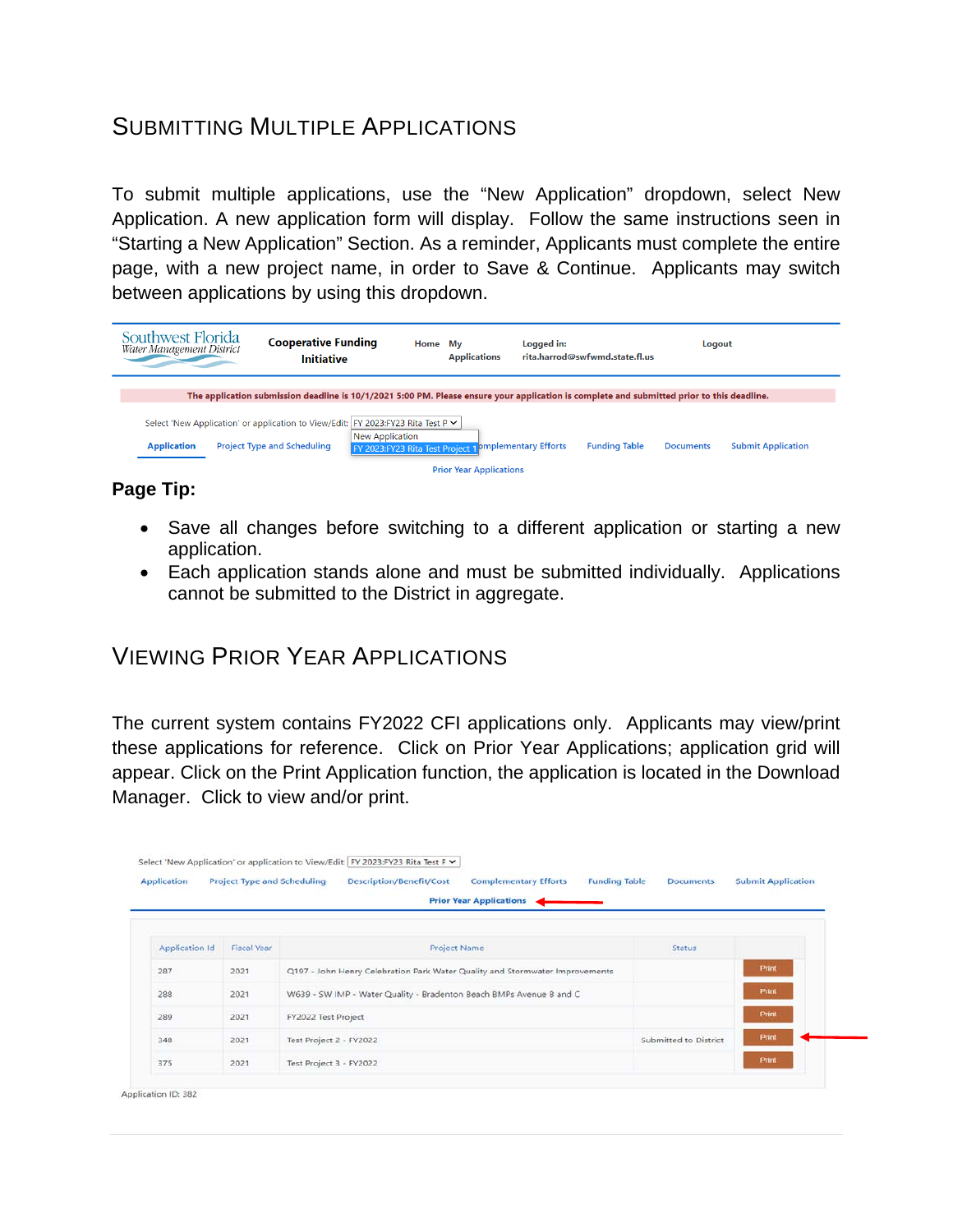## SUBMITTING MULTIPLE APPLICATIONS

To submit multiple applications, use the “New Application” dropdown, select New Application. A new application form will display. Follow the same instructions seen in “Starting a New Application” Section. As a reminder, Applicants must complete the entire page, with a new project name, in order to Save & Continue. Applicants may switch between applications by using this dropdown.

**Page Tip:**

- Save all changes before switching to a different application or starting a new application.
- Each application stands alone and must be submitted individually. Applications cannot be submitted to the District in aggregate.

## VIEWING PRIOR YEAR APPLICATIONS

The current system contains FY2022 CFI applications only. Applicants may view/print these applications for reference. Click on Prior Year Applications; application grid will appear. Click on the Print Application function, the application is located in the Download Manager. Click to view and/or print.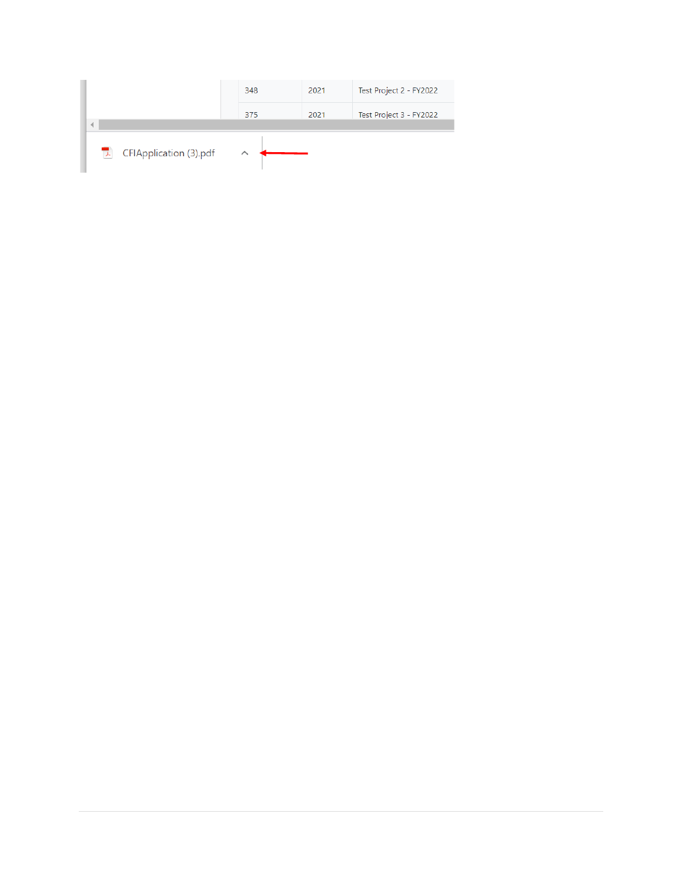| | | |
|---|---|---|
| 348 | 2021 | Test Project 2 - FY2022 |
| 375 | 2021 | Test Project 3 - FY2022 |

CFIApplication (3).pdf